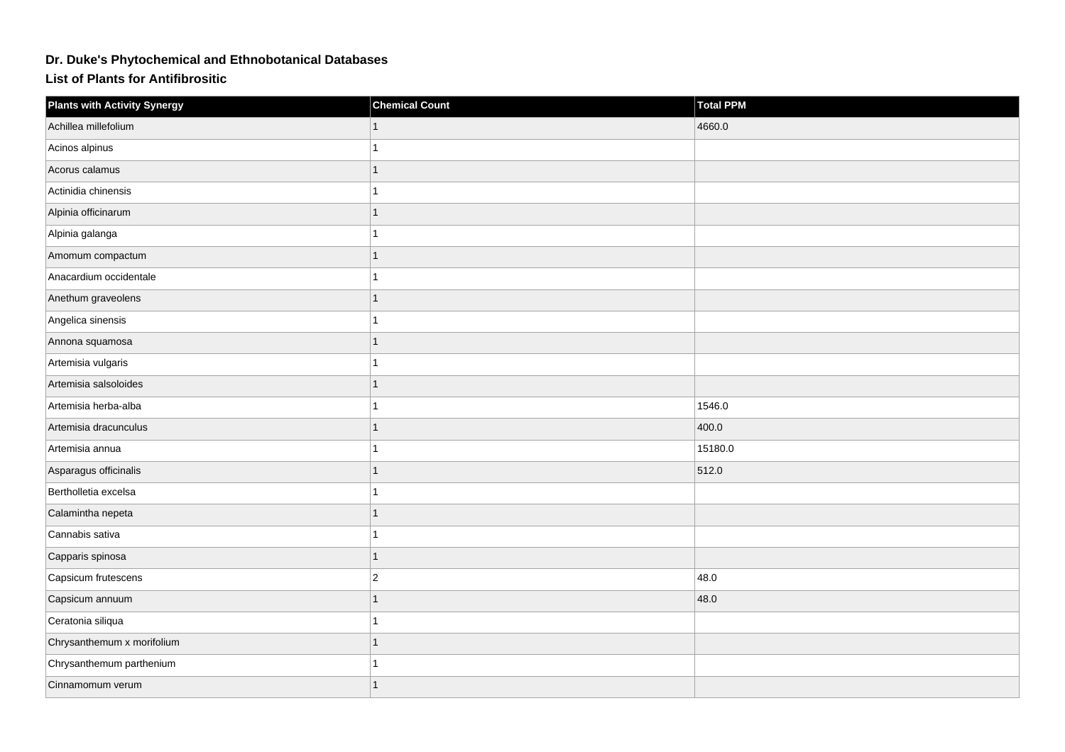# Dr. Duke's Phytochemical and Ethnobotanical Databases

## List of Plants for Antifibrositic

| Plants with Activity Synergy | Chemical Count | Total PPM |
|---|---|---|
| Achillea millefolium | 1 | 4660.0 |
| Acinos alpinus | 1 | |
| Acorus calamus | 1 | |
| Actinidia chinensis | 1 | |
| Alpinia officinarum | 1 | |
| Alpinia galanga | 1 | |
| Amomum compactum | 1 | |
| Anacardium occidentale | 1 | |
| Anethum graveolens | 1 | |
| Angelica sinensis | 1 | |
| Annona squamosa | 1 | |
| Artemisia vulgaris | 1 | |
| Artemisia salsoloides | 1 | |
| Artemisia herba-alba | 1 | 1546.0 |
| Artemisia dracunculus | 1 | 400.0 |
| Artemisia annua | 1 | 15180.0 |
| Asparagus officinalis | 1 | 512.0 |
| Bertholletia excelsa | 1 | |
| Calamintha nepeta | 1 | |
| Cannabis sativa | 1 | |
| Capparis spinosa | 1 | |
| Capsicum frutescens | 2 | 48.0 |
| Capsicum annuum | 1 | 48.0 |
| Ceratonia siliqua | 1 | |
| Chrysanthemum x morifolium | 1 | |
| Chrysanthemum parthenium | 1 | |
| Cinnamomum verum | 1 | |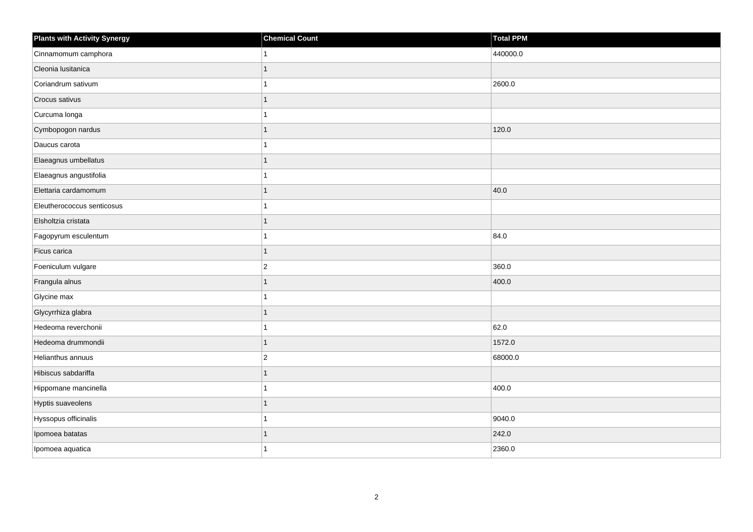| Plants with Activity Synergy | Chemical Count | Total PPM |
| --- | --- | --- |
| Cinnamomum camphora | 1 | 440000.0 |
| Cleonia lusitanica | 1 | |
| Coriandrum sativum | 1 | 2600.0 |
| Crocus sativus | 1 | |
| Curcuma longa | 1 | |
| Cymbopogon nardus | 1 | 120.0 |
| Daucus carota | 1 | |
| Elaeagnus umbellatus | 1 | |
| Elaeagnus angustifolia | 1 | |
| Elettaria cardamomum | 1 | 40.0 |
| Eleutherococcus senticosus | 1 | |
| Elsholtzia cristata | 1 | |
| Fagopyrum esculentum | 1 | 84.0 |
| Ficus carica | 1 | |
| Foeniculum vulgare | 2 | 360.0 |
| Frangula alnus | 1 | 400.0 |
| Glycine max | 1 | |
| Glycyrrhiza glabra | 1 | |
| Hedeoma reverchonii | 1 | 62.0 |
| Hedeoma drummondii | 1 | 1572.0 |
| Helianthus annuus | 2 | 68000.0 |
| Hibiscus sabdariffa | 1 | |
| Hippomane mancinella | 1 | 400.0 |
| Hyptis suaveolens | 1 | |
| Hyssopus officinalis | 1 | 9040.0 |
| Ipomoea batatas | 1 | 242.0 |
| Ipomoea aquatica | 1 | 2360.0 |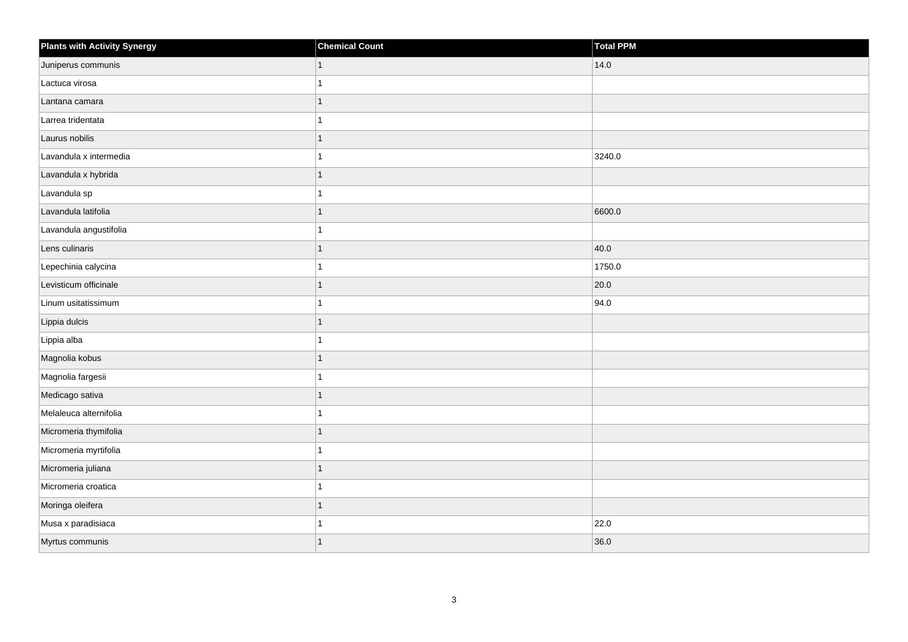| Plants with Activity Synergy | Chemical Count | Total PPM |
| --- | --- | --- |
| Juniperus communis | 1 | 14.0 |
| Lactuca virosa | 1 | |
| Lantana camara | 1 | |
| Larrea tridentata | 1 | |
| Laurus nobilis | 1 | |
| Lavandula x intermedia | 1 | 3240.0 |
| Lavandula x hybrida | 1 | |
| Lavandula sp | 1 | |
| Lavandula latifolia | 1 | 6600.0 |
| Lavandula angustifolia | 1 | |
| Lens culinaris | 1 | 40.0 |
| Lepechinia calycina | 1 | 1750.0 |
| Levisticum officinale | 1 | 20.0 |
| Linum usitatissimum | 1 | 94.0 |
| Lippia dulcis | 1 | |
| Lippia alba | 1 | |
| Magnolia kobus | 1 | |
| Magnolia fargesii | 1 | |
| Medicago sativa | 1 | |
| Melaleuca alternifolia | 1 | |
| Micromeria thymifolia | 1 | |
| Micromeria myrtifolia | 1 | |
| Micromeria juliana | 1 | |
| Micromeria croatica | 1 | |
| Moringa oleifera | 1 | |
| Musa x paradisiaca | 1 | 22.0 |
| Myrtus communis | 1 | 36.0 |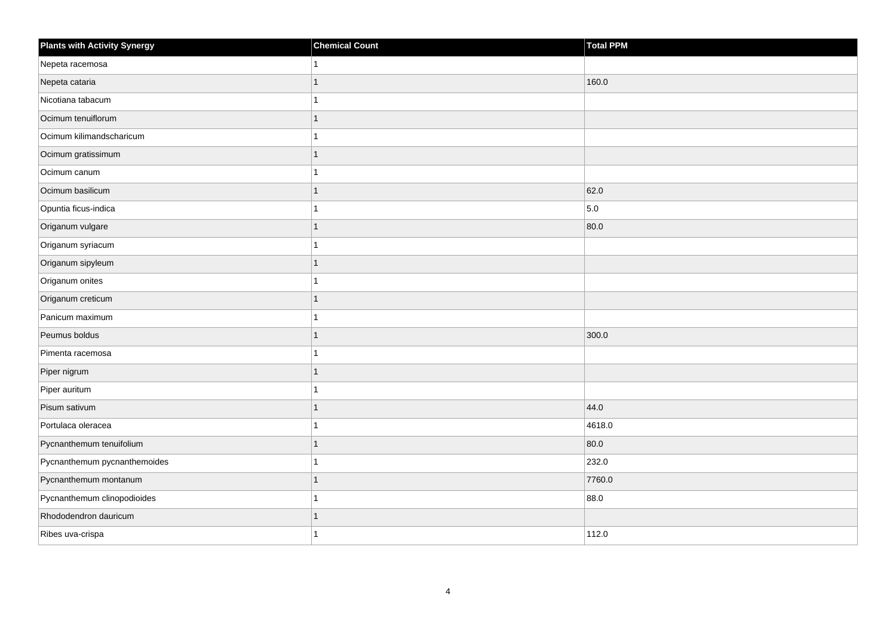| Plants with Activity Synergy | Chemical Count | Total PPM |
| --- | --- | --- |
| Nepeta racemosa | 1 | |
| Nepeta cataria | 1 | 160.0 |
| Nicotiana tabacum | 1 | |
| Ocimum tenuiflorum | 1 | |
| Ocimum kilimandscharicum | 1 | |
| Ocimum gratissimum | 1 | |
| Ocimum canum | 1 | |
| Ocimum basilicum | 1 | 62.0 |
| Opuntia ficus-indica | 1 | 5.0 |
| Origanum vulgare | 1 | 80.0 |
| Origanum syriacum | 1 | |
| Origanum sipyleum | 1 | |
| Origanum onites | 1 | |
| Origanum creticum | 1 | |
| Panicum maximum | 1 | |
| Peumus boldus | 1 | 300.0 |
| Pimenta racemosa | 1 | |
| Piper nigrum | 1 | |
| Piper auritum | 1 | |
| Pisum sativum | 1 | 44.0 |
| Portulaca oleracea | 1 | 4618.0 |
| Pycnanthemum tenuifolium | 1 | 80.0 |
| Pycnanthemum pycnanthemoides | 1 | 232.0 |
| Pycnanthemum montanum | 1 | 7760.0 |
| Pycnanthemum clinopodioides | 1 | 88.0 |
| Rhododendron dauricum | 1 | |
| Ribes uva-crispa | 1 | 112.0 |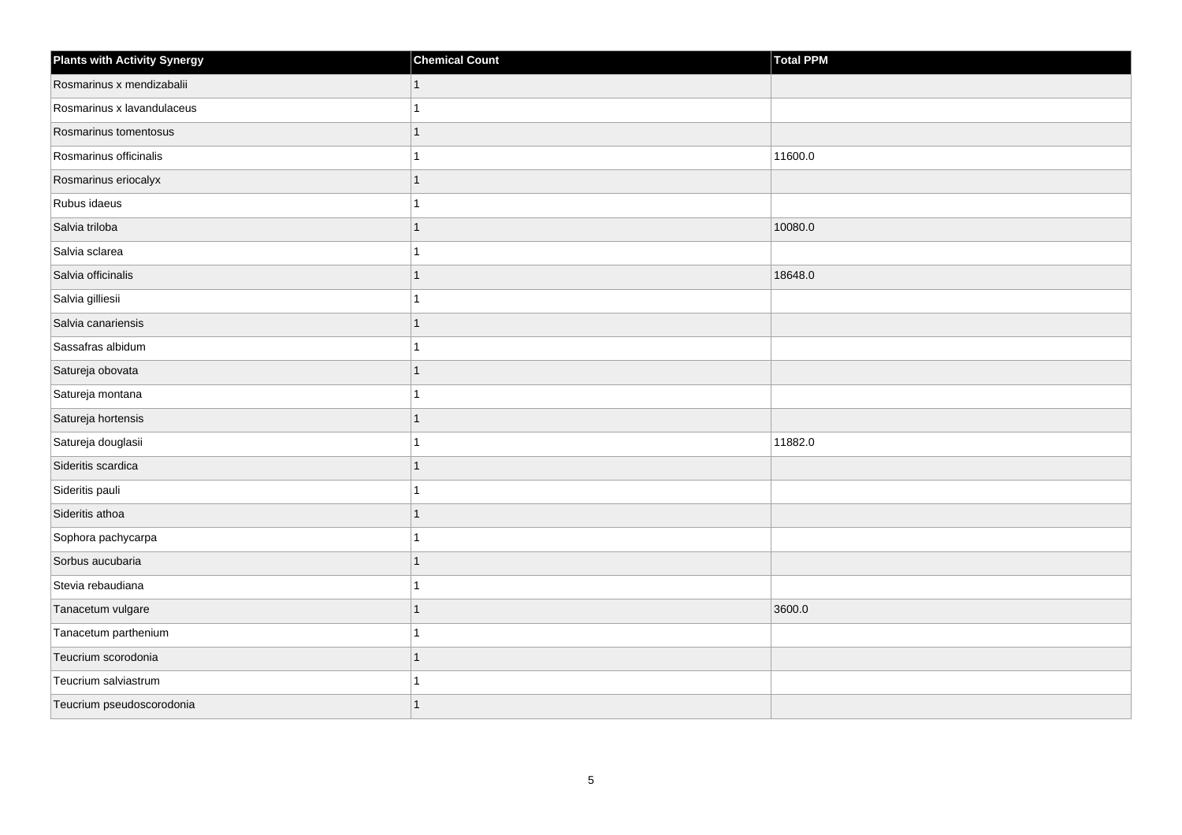| Plants with Activity Synergy | Chemical Count | Total PPM |
| --- | --- | --- |
| Rosmarinus x mendizabalii | 1 | |
| Rosmarinus x lavandulaceus | 1 | |
| Rosmarinus tomentosus | 1 | |
| Rosmarinus officinalis | 1 | 11600.0 |
| Rosmarinus eriocalyx | 1 | |
| Rubus idaeus | 1 | |
| Salvia triloba | 1 | 10080.0 |
| Salvia sclarea | 1 | |
| Salvia officinalis | 1 | 18648.0 |
| Salvia gilliesii | 1 | |
| Salvia canariensis | 1 | |
| Sassafras albidum | 1 | |
| Satureja obovata | 1 | |
| Satureja montana | 1 | |
| Satureja hortensis | 1 | |
| Satureja douglasii | 1 | 11882.0 |
| Sideritis scardica | 1 | |
| Sideritis pauli | 1 | |
| Sideritis athoa | 1 | |
| Sophora pachycarpa | 1 | |
| Sorbus aucubaria | 1 | |
| Stevia rebaudiana | 1 | |
| Tanacetum vulgare | 1 | 3600.0 |
| Tanacetum parthenium | 1 | |
| Teucrium scorodonia | 1 | |
| Teucrium salviastrum | 1 | |
| Teucrium pseudoscorodonia | 1 | |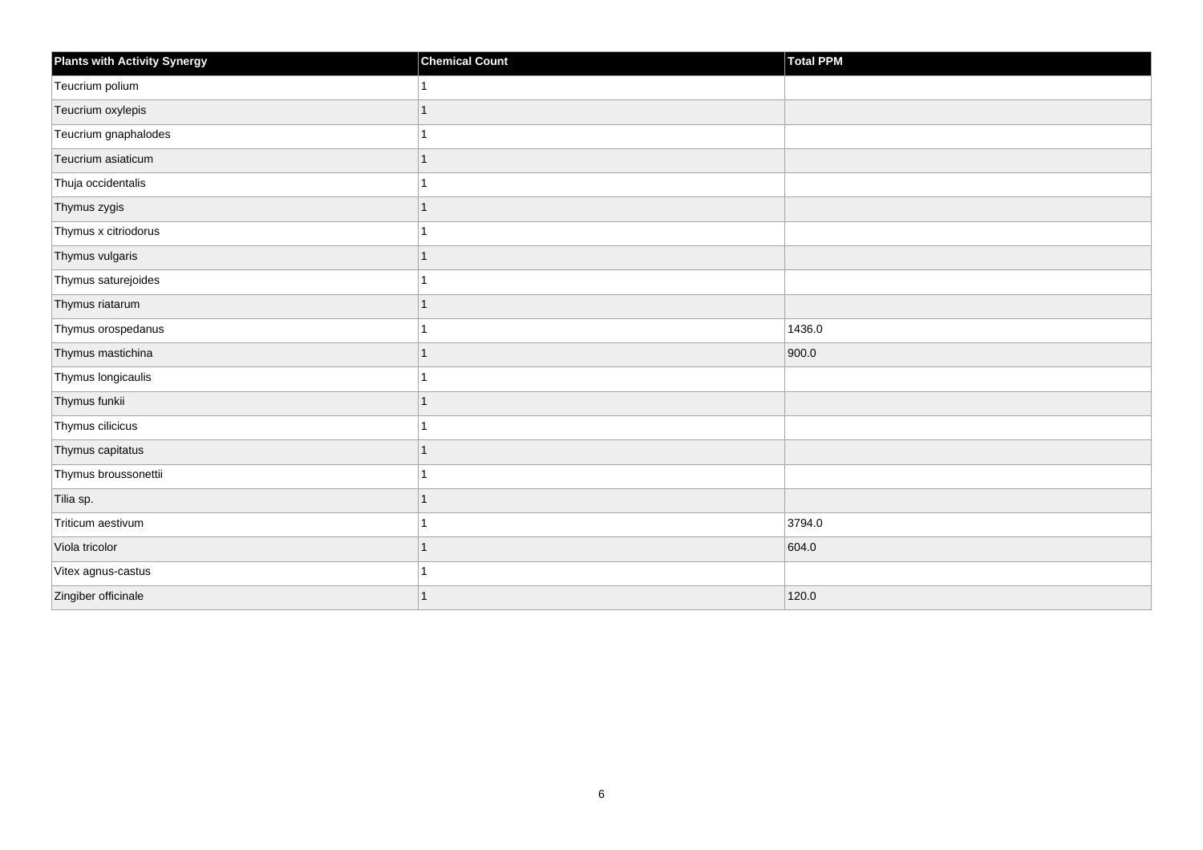| Plants with Activity Synergy | Chemical Count | Total PPM |
| --- | --- | --- |
| Teucrium polium | 1 | |
| Teucrium oxylepis | 1 | |
| Teucrium gnaphalodes | 1 | |
| Teucrium asiaticum | 1 | |
| Thuja occidentalis | 1 | |
| Thymus zygis | 1 | |
| Thymus x citriodorus | 1 | |
| Thymus vulgaris | 1 | |
| Thymus saturejoides | 1 | |
| Thymus riatarum | 1 | |
| Thymus orospedanus | 1 | 1436.0 |
| Thymus mastichina | 1 | 900.0 |
| Thymus longicaulis | 1 | |
| Thymus funkii | 1 | |
| Thymus cilicicus | 1 | |
| Thymus capitatus | 1 | |
| Thymus broussonettii | 1 | |
| Tilia sp. | 1 | |
| Triticum aestivum | 1 | 3794.0 |
| Viola tricolor | 1 | 604.0 |
| Vitex agnus-castus | 1 | |
| Zingiber officinale | 1 | 120.0 |